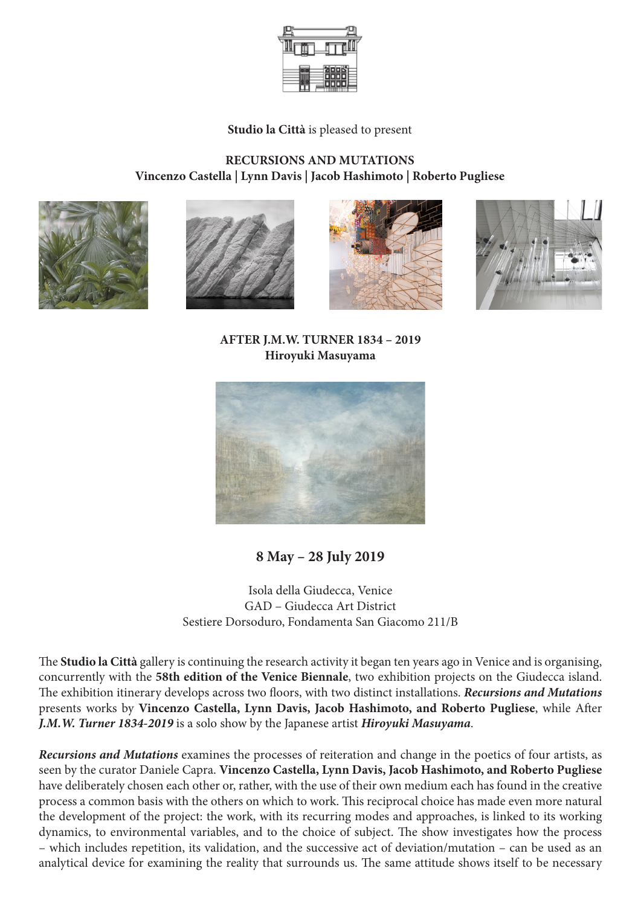**Studio la Città** is pleased to present

## RECURSIONS AND MUTATIONS

**Vincenzo Castella | Lynn Davis | Jacob Hashimoto | Roberto Pugliese**

## AFTER J.M.W. TURNER 1834 – 2019

**Hiroyuki Masuyama**

### 8 May – 28 July 2019

Isola della Giudecca, Venice
GAD – Giudecca Art District
Sestiere Dorsoduro, Fondamenta San Giacomo 211/B

The **Studio la Città** gallery is continuing the research activity it began ten years ago in Venice and is organising, concurrently with the **58th edition of the Venice Biennale**, two exhibition projects on the Giudecca island. The exhibition itinerary develops across two floors, with two distinct installations. ***Recursions and Mutations*** presents works by **Vincenzo Castella, Lynn Davis, Jacob Hashimoto, and Roberto Pugliese**, while After ***J.M.W. Turner 1834-2019*** is a solo show by the Japanese artist ***Hiroyuki Masuyama***.

***Recursions and Mutations*** examines the processes of reiteration and change in the poetics of four artists, as seen by the curator Daniele Capra. **Vincenzo Castella, Lynn Davis, Jacob Hashimoto, and Roberto Pugliese** have deliberately chosen each other or, rather, with the use of their own medium each has found in the creative process a common basis with the others on which to work. This reciprocal choice has made even more natural the development of the project: the work, with its recurring modes and approaches, is linked to its working dynamics, to environmental variables, and to the choice of subject. The show investigates how the process – which includes repetition, its validation, and the successive act of deviation/mutation – can be used as an analytical device for examining the reality that surrounds us. The same attitude shows itself to be necessary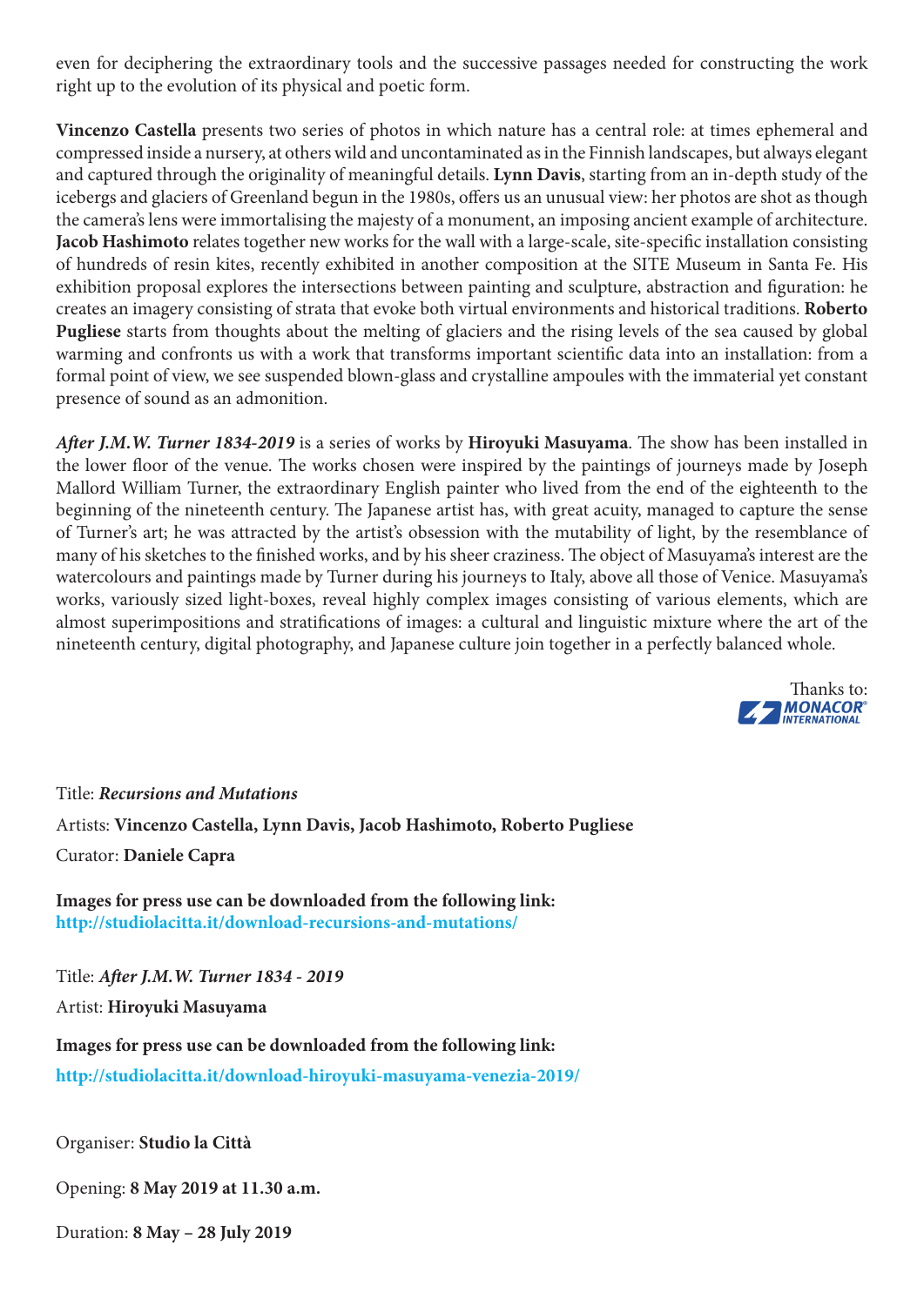even for deciphering the extraordinary tools and the successive passages needed for constructing the work right up to the evolution of its physical and poetic form.

**Vincenzo Castella** presents two series of photos in which nature has a central role: at times ephemeral and compressed inside a nursery, at others wild and uncontaminated as in the Finnish landscapes, but always elegant and captured through the originality of meaningful details. **Lynn Davis**, starting from an in-depth study of the icebergs and glaciers of Greenland begun in the 1980s, offers us an unusual view: her photos are shot as though the camera's lens were immortalising the majesty of a monument, an imposing ancient example of architecture. **Jacob Hashimoto** relates together new works for the wall with a large-scale, site-specific installation consisting of hundreds of resin kites, recently exhibited in another composition at the SITE Museum in Santa Fe. His exhibition proposal explores the intersections between painting and sculpture, abstraction and figuration: he creates an imagery consisting of strata that evoke both virtual environments and historical traditions. **Roberto Pugliese** starts from thoughts about the melting of glaciers and the rising levels of the sea caused by global warming and confronts us with a work that transforms important scientific data into an installation: from a formal point of view, we see suspended blown-glass and crystalline ampoules with the immaterial yet constant presence of sound as an admonition.

***After J.M.W. Turner 1834-2019*** is a series of works by **Hiroyuki Masuyama**. The show has been installed in the lower floor of the venue. The works chosen were inspired by the paintings of journeys made by Joseph Mallord William Turner, the extraordinary English painter who lived from the end of the eighteenth to the beginning of the nineteenth century. The Japanese artist has, with great acuity, managed to capture the sense of Turner's art; he was attracted by the artist's obsession with the mutability of light, by the resemblance of many of his sketches to the finished works, and by his sheer craziness. The object of Masuyama's interest are the watercolours and paintings made by Turner during his journeys to Italy, above all those of Venice. Masuyama's works, variously sized light-boxes, reveal highly complex images consisting of various elements, which are almost superimpositions and stratifications of images: a cultural and linguistic mixture where the art of the nineteenth century, digital photography, and Japanese culture join together in a perfectly balanced whole.

Thanks to: MONACOR INTERNATIONAL

Title: ***Recursions and Mutations***

Artists: **Vincenzo Castella, Lynn Davis, Jacob Hashimoto, Roberto Pugliese**

Curator: **Daniele Capra**

**Images for press use can be downloaded from the following link:**
**http://studiolacitta.it/download-recursions-and-mutations/**

Title: ***After J.M.W. Turner 1834 - 2019***

Artist: **Hiroyuki Masuyama**

**Images for press use can be downloaded from the following link:**

**http://studiolacitta.it/download-hiroyuki-masuyama-venezia-2019/**

Organiser: **Studio la Città**

Opening: **8 May 2019 at 11.30 a.m.**

Duration: **8 May – 28 July 2019**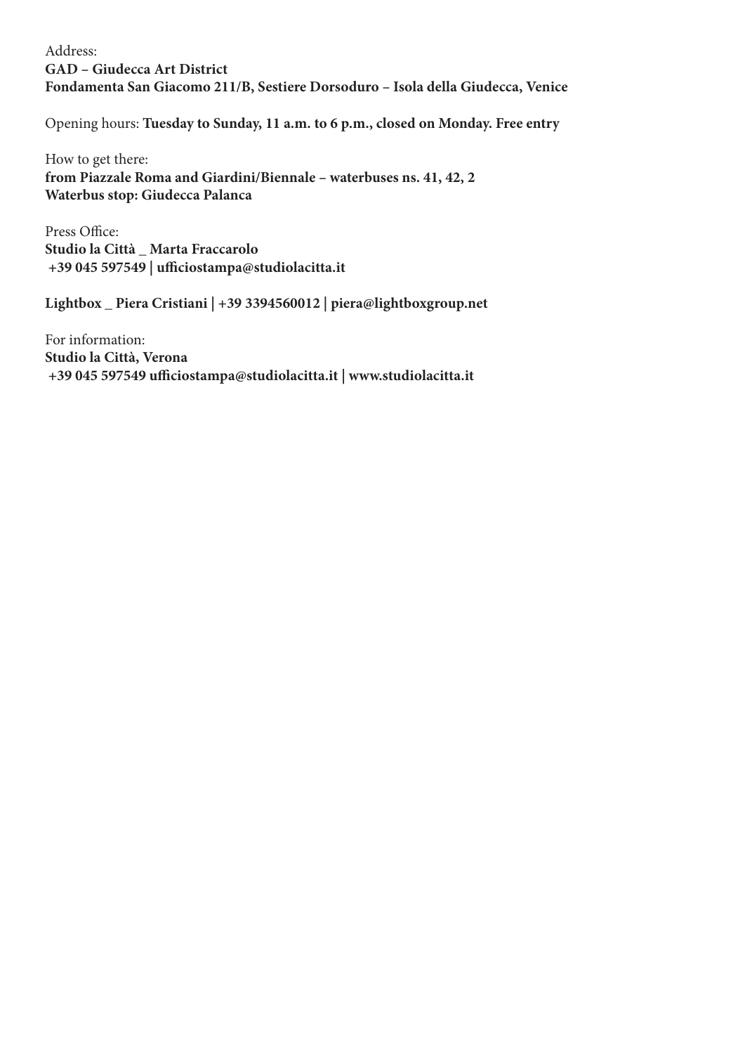Address:
**GAD – Giudecca Art District**
**Fondamenta San Giacomo 211/B, Sestiere Dorsoduro – Isola della Giudecca, Venice**

Opening hours: **Tuesday to Sunday, 11 a.m. to 6 p.m., closed on Monday. Free entry**

How to get there:
**from Piazzale Roma and Giardini/Biennale – waterbuses ns. 41, 42, 2**
**Waterbus stop: Giudecca Palanca**

Press Office:
**Studio la Città _ Marta Fraccarolo**
**+39 045 597549 | ufficiostampa@studiolacitta.it**

**Lightbox _ Piera Cristiani | +39 3394560012 | piera@lightboxgroup.net**

For information:
**Studio la Città, Verona**
**+39 045 597549 ufficiostampa@studiolacitta.it | www.studiolacitta.it**